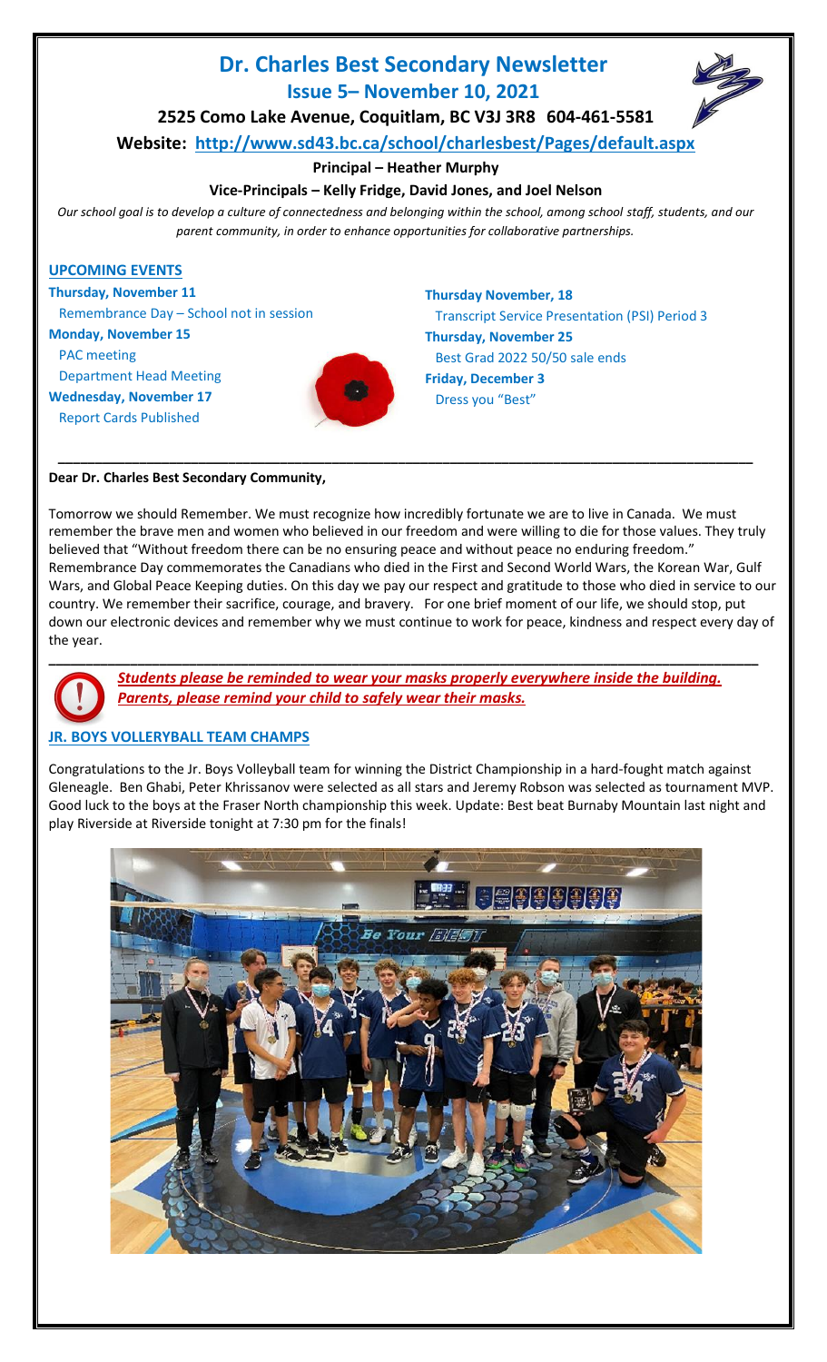# Dr. Charles Best Secondary Newsletter

## Issue 5– November 10, 2021

**2525 Como Lake Avenue, Coquitlam, BC V3J 3R8 604-461-5581**

**Website: http://www.sd43.bc.ca/school/charlesbest/Pages/default.aspx**

**Principal – Heather Murphy**

**Vice-Principals – Kelly Fridge, David Jones, and Joel Nelson**

*Our school goal is to develop a culture of connectedness and belonging within the school, among school staff, students, and our parent community, in order to enhance opportunities for collaborative partnerships.*

## UPCOMING EVENTS

**Thursday, November 11**
Remembrance Day – School not in session

**Monday, November 15**
PAC meeting
Department Head Meeting

**Wednesday, November 17**
Report Cards Published

**Thursday November, 18**
Transcript Service Presentation (PSI) Period 3

**Thursday, November 25**
Best Grad 2022 50/50 sale ends

**Friday, December 3**
Dress you "Best"

---

**Dear Dr. Charles Best Secondary Community,**

Tomorrow we should Remember. We must recognize how incredibly fortunate we are to live in Canada. We must remember the brave men and women who believed in our freedom and were willing to die for those values. They truly believed that "Without freedom there can be no ensuring peace and without peace no enduring freedom." Remembrance Day commemorates the Canadians who died in the First and Second World Wars, the Korean War, Gulf Wars, and Global Peace Keeping duties. On this day we pay our respect and gratitude to those who died in service to our country. We remember their sacrifice, courage, and bravery. For one brief moment of our life, we should stop, put down our electronic devices and remember why we must continue to work for peace, kindness and respect every day of the year.

---

***Students please be reminded to wear your masks properly everywhere inside the building. Parents, please remind your child to safely wear their masks.***

## JR. BOYS VOLLERYBALL TEAM CHAMPS

Congratulations to the Jr. Boys Volleyball team for winning the District Championship in a hard-fought match against Gleneagle. Ben Ghabi, Peter Khrissanov were selected as all stars and Jeremy Robson was selected as tournament MVP. Good luck to the boys at the Fraser North championship this week. Update: Best beat Burnaby Mountain last night and play Riverside at Riverside tonight at 7:30 pm for the finals!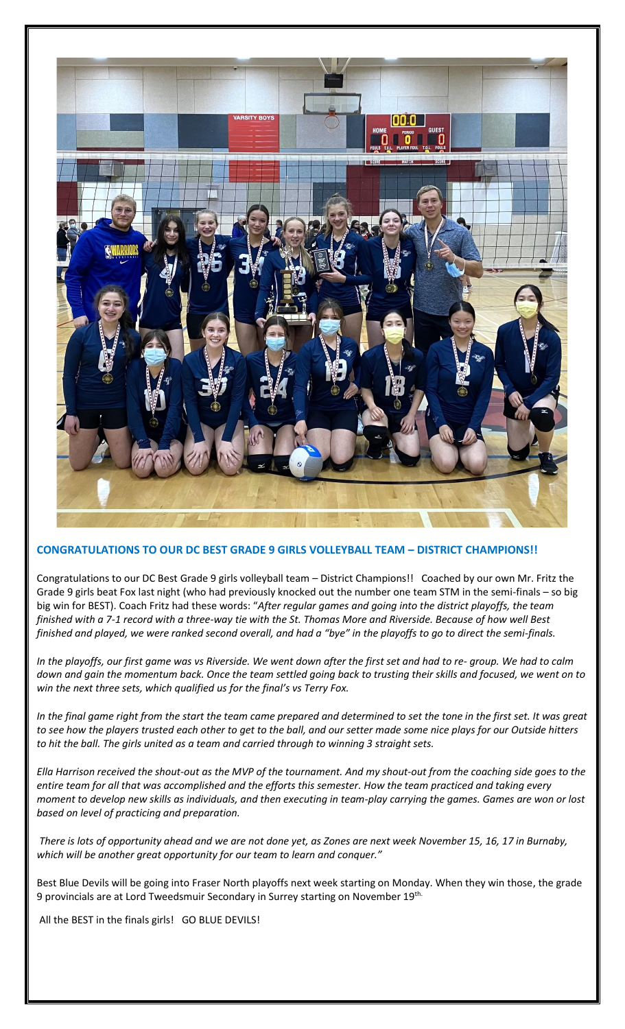## CONGRATULATIONS TO OUR DC BEST GRADE 9 GIRLS VOLLEYBALL TEAM – DISTRICT CHAMPIONS!!

Congratulations to our DC Best Grade 9 girls volleyball team – District Champions!! Coached by our own Mr. Fritz the Grade 9 girls beat Fox last night (who had previously knocked out the number one team STM in the semi-finals – so big big win for BEST). Coach Fritz had these words: "*After regular games and going into the district playoffs, the team finished with a 7-1 record with a three-way tie with the St. Thomas More and Riverside. Because of how well Best finished and played, we were ranked second overall, and had a "bye" in the playoffs to go to direct the semi-finals.*

*In the playoffs, our first game was vs Riverside. We went down after the first set and had to re- group. We had to calm down and gain the momentum back. Once the team settled going back to trusting their skills and focused, we went on to win the next three sets, which qualified us for the final's vs Terry Fox.*

*In the final game right from the start the team came prepared and determined to set the tone in the first set. It was great to see how the players trusted each other to get to the ball, and our setter made some nice plays for our Outside hitters to hit the ball. The girls united as a team and carried through to winning 3 straight sets.*

*Ella Harrison received the shout-out as the MVP of the tournament. And my shout-out from the coaching side goes to the entire team for all that was accomplished and the efforts this semester. How the team practiced and taking every moment to develop new skills as individuals, and then executing in team-play carrying the games. Games are won or lost based on level of practicing and preparation.*

*There is lots of opportunity ahead and we are not done yet, as Zones are next week November 15, 16, 17 in Burnaby, which will be another great opportunity for our team to learn and conquer."*

Best Blue Devils will be going into Fraser North playoffs next week starting on Monday. When they win those, the grade 9 provincials are at Lord Tweedsmuir Secondary in Surrey starting on November 19th.

All the BEST in the finals girls! GO BLUE DEVILS!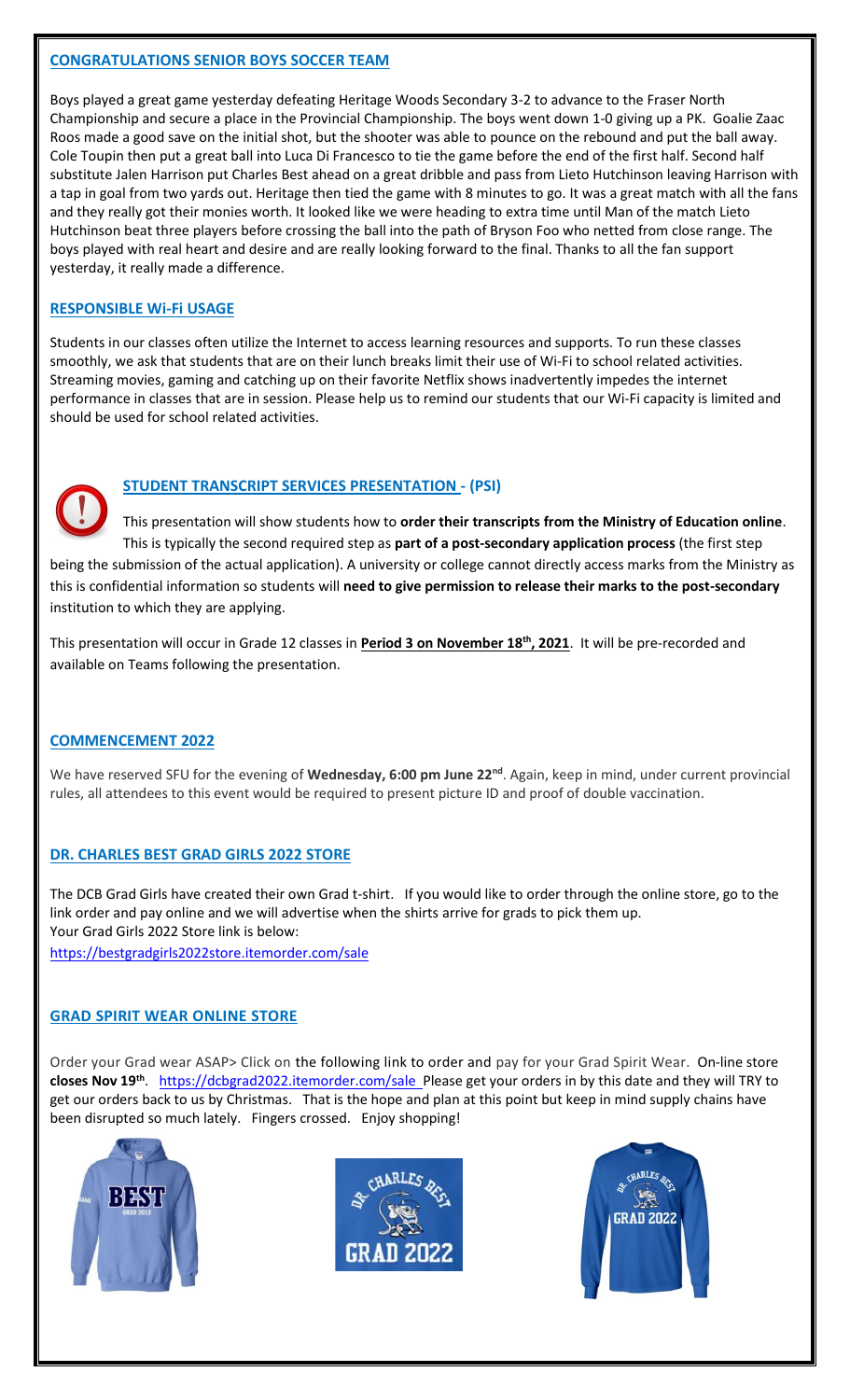## CONGRATULATIONS SENIOR BOYS SOCCER TEAM

Boys played a great game yesterday defeating Heritage Woods Secondary 3-2 to advance to the Fraser North Championship and secure a place in the Provincial Championship. The boys went down 1-0 giving up a PK. Goalie Zaac Roos made a good save on the initial shot, but the shooter was able to pounce on the rebound and put the ball away. Cole Toupin then put a great ball into Luca Di Francesco to tie the game before the end of the first half. Second half substitute Jalen Harrison put Charles Best ahead on a great dribble and pass from Lieto Hutchinson leaving Harrison with a tap in goal from two yards out. Heritage then tied the game with 8 minutes to go. It was a great match with all the fans and they really got their monies worth. It looked like we were heading to extra time until Man of the match Lieto Hutchinson beat three players before crossing the ball into the path of Bryson Foo who netted from close range. The boys played with real heart and desire and are really looking forward to the final. Thanks to all the fan support yesterday, it really made a difference.

## RESPONSIBLE Wi-Fi USAGE

Students in our classes often utilize the Internet to access learning resources and supports. To run these classes smoothly, we ask that students that are on their lunch breaks limit their use of Wi-Fi to school related activities. Streaming movies, gaming and catching up on their favorite Netflix shows inadvertently impedes the internet performance in classes that are in session. Please help us to remind our students that our Wi-Fi capacity is limited and should be used for school related activities.

## STUDENT TRANSCRIPT SERVICES PRESENTATION - (PSI)

This presentation will show students how to **order their transcripts from the Ministry of Education online**. This is typically the second required step as **part of a post-secondary application process** (the first step being the submission of the actual application). A university or college cannot directly access marks from the Ministry as this is confidential information so students will **need to give permission to release their marks to the post-secondary** institution to which they are applying.

This presentation will occur in Grade 12 classes in **Period 3 on November 18th, 2021**. It will be pre-recorded and available on Teams following the presentation.

## COMMENCEMENT 2022

We have reserved SFU for the evening of **Wednesday, 6:00 pm June 22nd**. Again, keep in mind, under current provincial rules, all attendees to this event would be required to present picture ID and proof of double vaccination.

## DR. CHARLES BEST GRAD GIRLS 2022 STORE

The DCB Grad Girls have created their own Grad t-shirt. If you would like to order through the online store, go to the link order and pay online and we will advertise when the shirts arrive for grads to pick them up.
Your Grad Girls 2022 Store link is below:
https://bestgradgirls2022store.itemorder.com/sale

## GRAD SPIRIT WEAR ONLINE STORE

Order your Grad wear ASAP> Click on the following link to order and pay for your Grad Spirit Wear. On-line store **closes Nov 19th**. https://dcbgrad2022.itemorder.com/sale Please get your orders in by this date and they will TRY to get our orders back to us by Christmas. That is the hope and plan at this point but keep in mind supply chains have been disrupted so much lately. Fingers crossed. Enjoy shopping!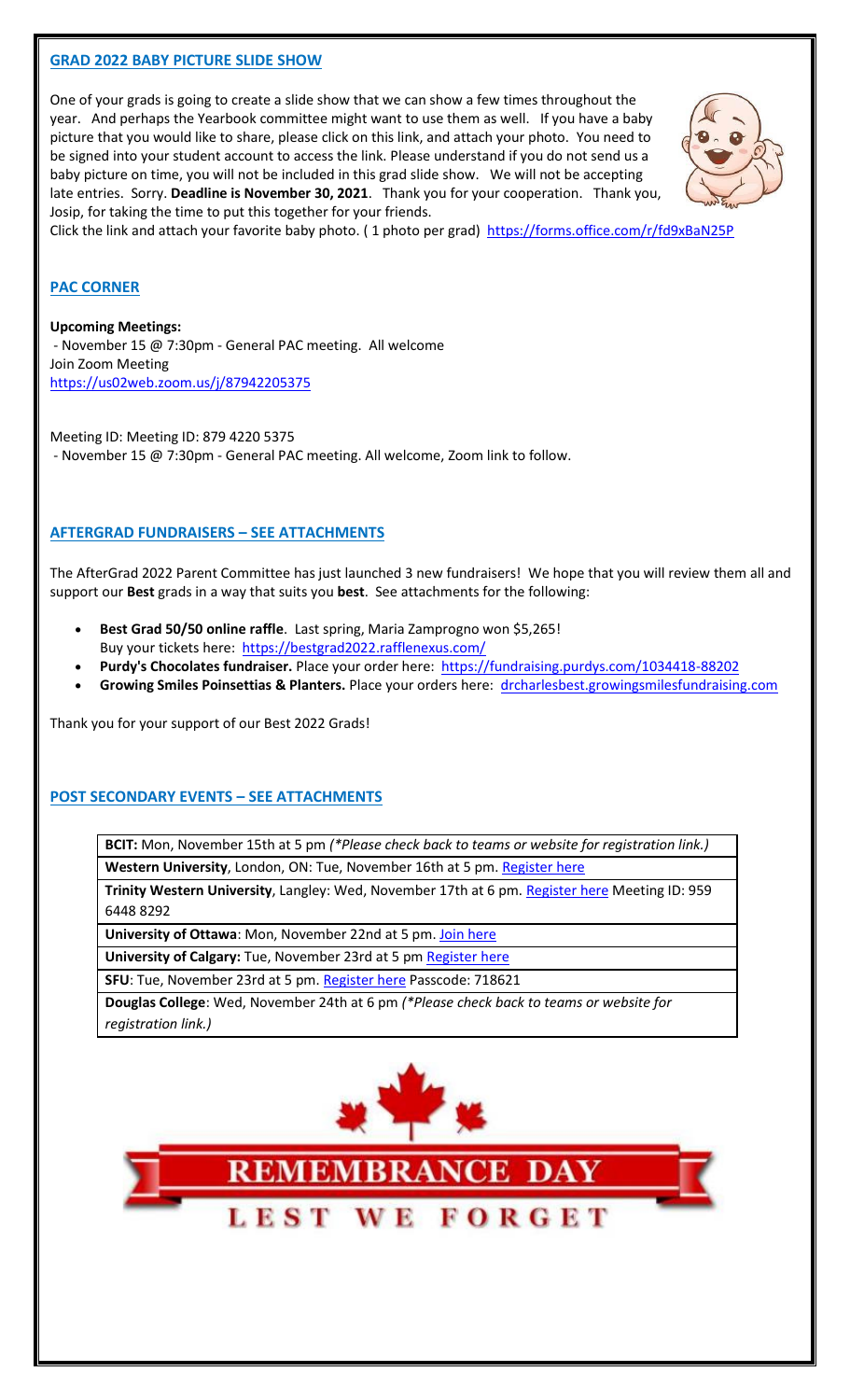## GRAD 2022 BABY PICTURE SLIDE SHOW

One of your grads is going to create a slide show that we can show a few times throughout the year. And perhaps the Yearbook committee might want to use them as well. If you have a baby picture that you would like to share, please click on this link, and attach your photo. You need to be signed into your student account to access the link. Please understand if you do not send us a baby picture on time, you will not be included in this grad slide show. We will not be accepting late entries. Sorry. **Deadline is November 30, 2021**. Thank you for your cooperation. Thank you, Josip, for taking the time to put this together for your friends.

Click the link and attach your favorite baby photo. ( 1 photo per grad) https://forms.office.com/r/fd9xBaN25P

## PAC CORNER

**Upcoming Meetings:**

- November 15 @ 7:30pm - General PAC meeting. All welcome

Join Zoom Meeting
https://us02web.zoom.us/j/87942205375

Meeting ID: Meeting ID: 879 4220 5375

- November 15 @ 7:30pm - General PAC meeting. All welcome, Zoom link to follow.

## AFTERGRAD FUNDRAISERS – SEE ATTACHMENTS

The AfterGrad 2022 Parent Committee has just launched 3 new fundraisers! We hope that you will review them all and support our **Best** grads in a way that suits you **best**. See attachments for the following:

- **Best Grad 50/50 online raffle**. Last spring, Maria Zamprogno won $5,265! Buy your tickets here: https://bestgrad2022.rafflenexus.com/
- **Purdy's Chocolates fundraiser.** Place your order here: https://fundraising.purdys.com/1034418-88202
- **Growing Smiles Poinsettias & Planters.** Place your orders here: drcharlesbest.growingsmilesfundraising.com

Thank you for your support of our Best 2022 Grads!

## POST SECONDARY EVENTS – SEE ATTACHMENTS

| |
|---|
| **BCIT:** Mon, November 15th at 5 pm *(\*Please check back to teams or website for registration link.)* |
| **Western University**, London, ON: Tue, November 16th at 5 pm. Register here |
| **Trinity Western University**, Langley: Wed, November 17th at 6 pm. Register here Meeting ID: 959 6448 8292 |
| **University of Ottawa**: Mon, November 22nd at 5 pm. Join here |
| **University of Calgary:** Tue, November 23rd at 5 pm Register here |
| **SFU**: Tue, November 23rd at 5 pm. Register here Passcode: 718621 |
| **Douglas College**: Wed, November 24th at 6 pm *(\*Please check back to teams or website for registration link.)* |

REMEMBRANCE DAY

LEST WE FORGET